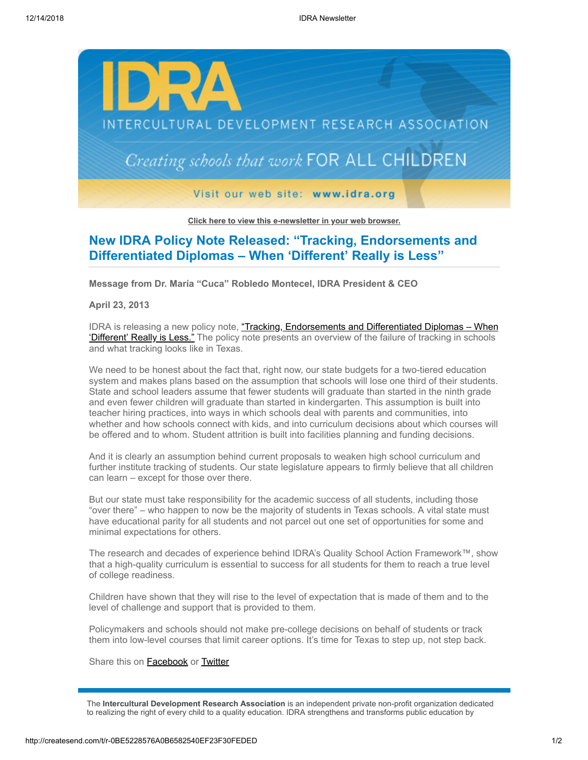# IDRA

INTERCULTURAL DEVELOPMENT RESEARCH ASSOCIATION

*Creating schools that work* FOR ALL CHILDREN

Visit our web site: **www.idra.org**

**Click here to view this e-newsletter in your web browser.**

## New IDRA Policy Note Released: "Tracking, Endorsements and Differentiated Diplomas – When 'Different' Really is Less"

**Message from Dr. María "Cuca" Robledo Montecel, IDRA President & CEO**

**April 23, 2013**

IDRA is releasing a new policy note, "Tracking, Endorsements and Differentiated Diplomas – When 'Different' Really is Less." The policy note presents an overview of the failure of tracking in schools and what tracking looks like in Texas.

We need to be honest about the fact that, right now, our state budgets for a two-tiered education system and makes plans based on the assumption that schools will lose one third of their students. State and school leaders assume that fewer students will graduate than started in the ninth grade and even fewer children will graduate than started in kindergarten. This assumption is built into teacher hiring practices, into ways in which schools deal with parents and communities, into whether and how schools connect with kids, and into curriculum decisions about which courses will be offered and to whom. Student attrition is built into facilities planning and funding decisions.

And it is clearly an assumption behind current proposals to weaken high school curriculum and further institute tracking of students. Our state legislature appears to firmly believe that all children can learn – except for those over there.

But our state must take responsibility for the academic success of all students, including those "over there" – who happen to now be the majority of students in Texas schools. A vital state must have educational parity for all students and not parcel out one set of opportunities for some and minimal expectations for others.

The research and decades of experience behind IDRA's Quality School Action Framework™, show that a high-quality curriculum is essential to success for all students for them to reach a true level of college readiness.

Children have shown that they will rise to the level of expectation that is made of them and to the level of challenge and support that is provided to them.

Policymakers and schools should not make pre-college decisions on behalf of students or track them into low-level courses that limit career options. It's time for Texas to step up, not step back.

Share this on Facebook or Twitter

---

The **Intercultural Development Research Association** is an independent private non-profit organization dedicated to realizing the right of every child to a quality education. IDRA strengthens and transforms public education by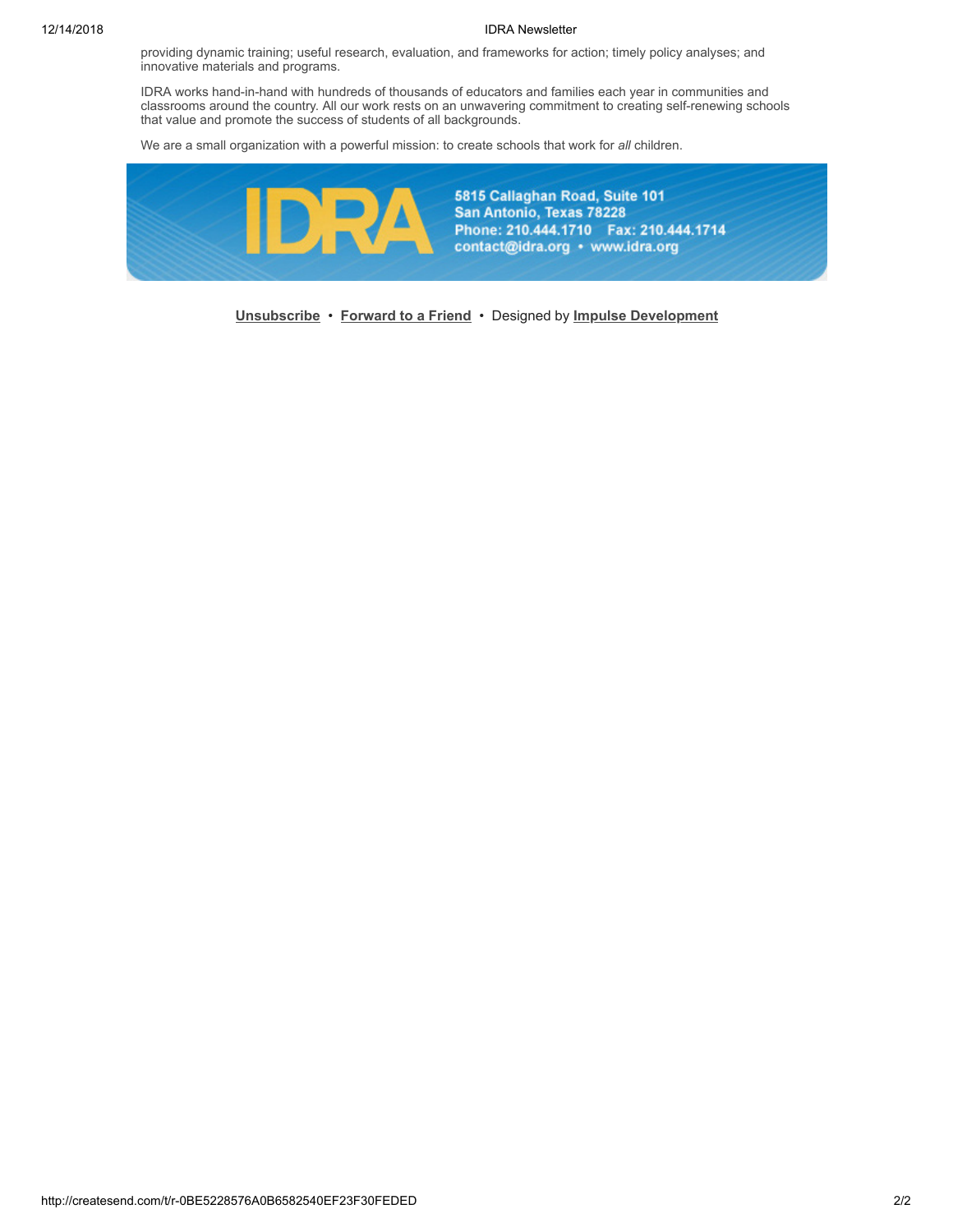providing dynamic training; useful research, evaluation, and frameworks for action; timely policy analyses; and innovative materials and programs.

IDRA works hand-in-hand with hundreds of thousands of educators and families each year in communities and classrooms around the country. All our work rests on an unwavering commitment to creating self-renewing schools that value and promote the success of students of all backgrounds.

We are a small organization with a powerful mission: to create schools that work for *all* children.

IDRA

5815 Callaghan Road, Suite 101
San Antonio, Texas 78228
Phone: 210.444.1710 Fax: 210.444.1714
contact@idra.org • www.idra.org

**Unsubscribe** • **Forward to a Friend** • Designed by **Impulse Development**